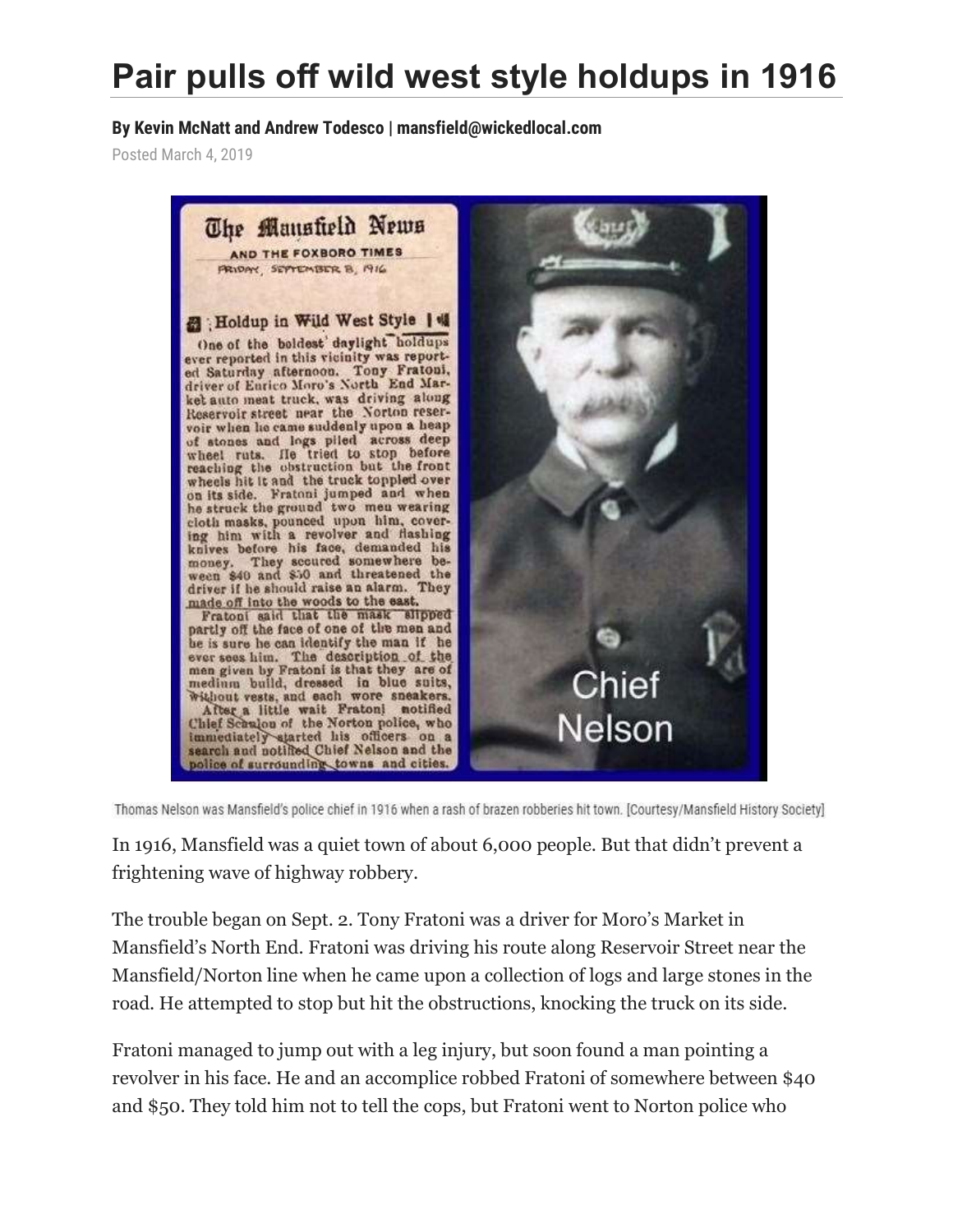# Pair pulls off wild west style holdups in 1916

**By Kevin McNatt and Andrew Todesco | mansfield@wickedlocal.com**

Posted March 4, 2019

Thomas Nelson was Mansfield's police chief in 1916 when a rash of brazen robberies hit town. [Courtesy/Mansfield History Society]

In 1916, Mansfield was a quiet town of about 6,000 people. But that didn't prevent a frightening wave of highway robbery.

The trouble began on Sept. 2. Tony Fratoni was a driver for Moro's Market in Mansfield's North End. Fratoni was driving his route along Reservoir Street near the Mansfield/Norton line when he came upon a collection of logs and large stones in the road. He attempted to stop but hit the obstructions, knocking the truck on its side.

Fratoni managed to jump out with a leg injury, but soon found a man pointing a revolver in his face. He and an accomplice robbed Fratoni of somewhere between $40 and $50. They told him not to tell the cops, but Fratoni went to Norton police who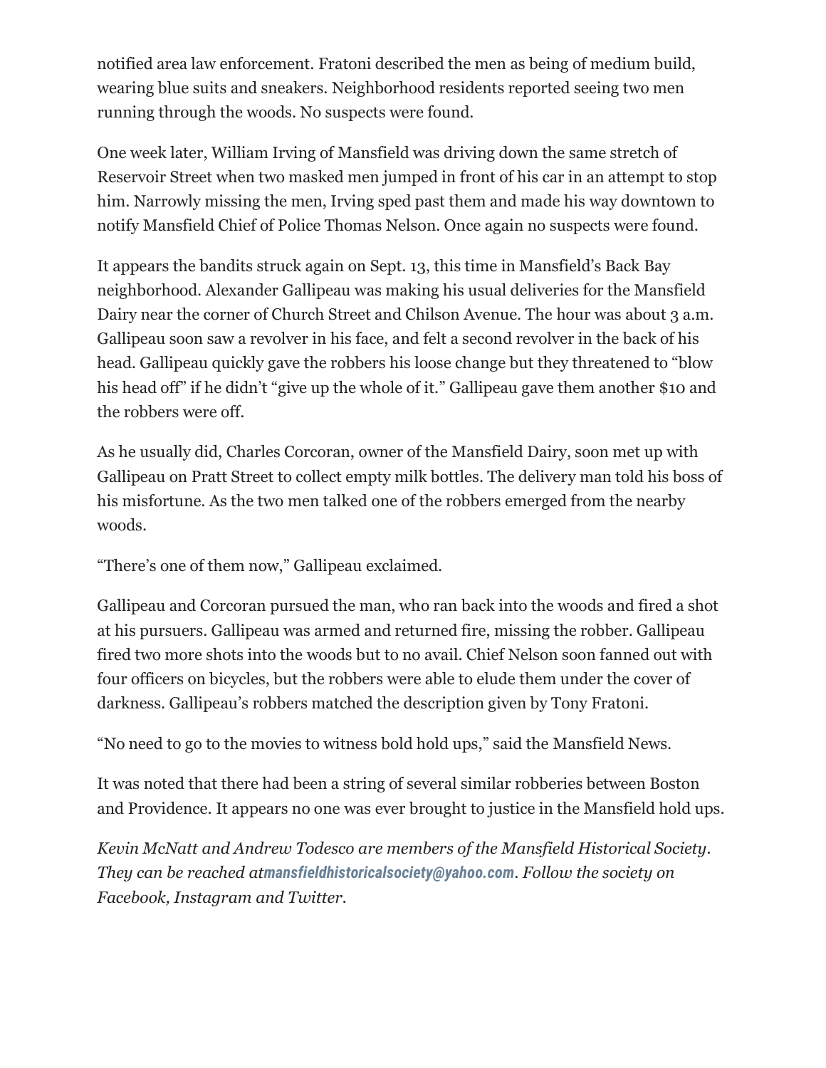notified area law enforcement. Fratoni described the men as being of medium build, wearing blue suits and sneakers. Neighborhood residents reported seeing two men running through the woods. No suspects were found.

One week later, William Irving of Mansfield was driving down the same stretch of Reservoir Street when two masked men jumped in front of his car in an attempt to stop him. Narrowly missing the men, Irving sped past them and made his way downtown to notify Mansfield Chief of Police Thomas Nelson. Once again no suspects were found.

It appears the bandits struck again on Sept. 13, this time in Mansfield's Back Bay neighborhood. Alexander Gallipeau was making his usual deliveries for the Mansfield Dairy near the corner of Church Street and Chilson Avenue. The hour was about 3 a.m. Gallipeau soon saw a revolver in his face, and felt a second revolver in the back of his head. Gallipeau quickly gave the robbers his loose change but they threatened to "blow his head off" if he didn't "give up the whole of it." Gallipeau gave them another $10 and the robbers were off.

As he usually did, Charles Corcoran, owner of the Mansfield Dairy, soon met up with Gallipeau on Pratt Street to collect empty milk bottles. The delivery man told his boss of his misfortune. As the two men talked one of the robbers emerged from the nearby woods.

"There's one of them now," Gallipeau exclaimed.

Gallipeau and Corcoran pursued the man, who ran back into the woods and fired a shot at his pursuers. Gallipeau was armed and returned fire, missing the robber. Gallipeau fired two more shots into the woods but to no avail. Chief Nelson soon fanned out with four officers on bicycles, but the robbers were able to elude them under the cover of darkness. Gallipeau's robbers matched the description given by Tony Fratoni.

"No need to go to the movies to witness bold hold ups," said the Mansfield News.

It was noted that there had been a string of several similar robberies between Boston and Providence. It appears no one was ever brought to justice in the Mansfield hold ups.

*Kevin McNatt and Andrew Todesco are members of the Mansfield Historical Society. They can be reached at* ***mansfieldhistoricalsociety@yahoo.com****. Follow the society on Facebook, Instagram and Twitter.*